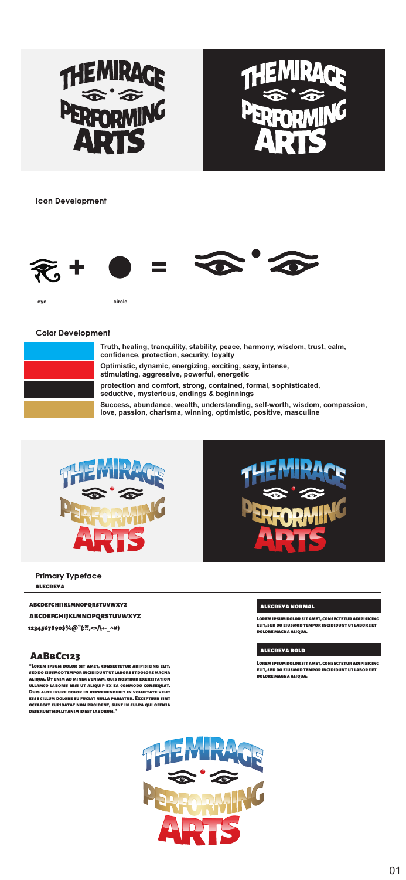THE MIRAGE PERFORMING ARTS

THE MIRAGE PERFORMING ARTS

## Icon Development

eye

circle

## Color Development

Truth, healing, tranquility, stability, peace, harmony, wisdom, trust, calm, confidence, protection, security, loyalty

Optimistic, dynamic, energizing, exciting, sexy, intense, stimulating, aggressive, powerful, energetic

protection and comfort, strong, contained, formal, sophisticated, seductive, mysterious, endings & beginnings

Success, abundance, wealth, understanding, self-worth, wisdom, compassion, love, passion, charisma, winning, optimistic, positive, masculine

THE MIRAGE PERFORMING ARTS

THE MIRAGE PERFORMING ARTS

## Primary Typeface

ALEGREYA

ABCDEFGHIJKLMNOPQRSTUVWXYZ

ABCDEFGHIJKLMNOPQRSTUVWXYZ

1234567890$%@°(:?!,<>/\+-_^#)

### AaBbCc123

"Lorem ipsum dolor sit amet, consectetur adipisicing elit, sed do eiusmod tempor incididunt ut labore et dolore magna aliqua. Ut enim ad minim veniam, quis nostrud exercitation ullamco laboris nisi ut aliquip ex ea commodo consequat. Duis aute irure dolor in reprehenderit in voluptate velit esse cillum dolore eu fugiat nulla pariatur. Excepteur sint occaecat cupidatat non proident, sunt in culpa qui officia deserunt mollit anim id est laborum."

**ALEGREYA NORMAL**

Lorem ipsum dolor sit amet, consectetur adipisicing elit, sed do eiusmod tempor incididunt ut labore et dolore magna aliqua.

**ALEGREYA BOLD**

**Lorem ipsum dolor sit amet, consectetur adipisicing elit, sed do eiusmod tempor incididunt ut labore et dolore magna aliqua.**

THE MIRAGE PERFORMING ARTS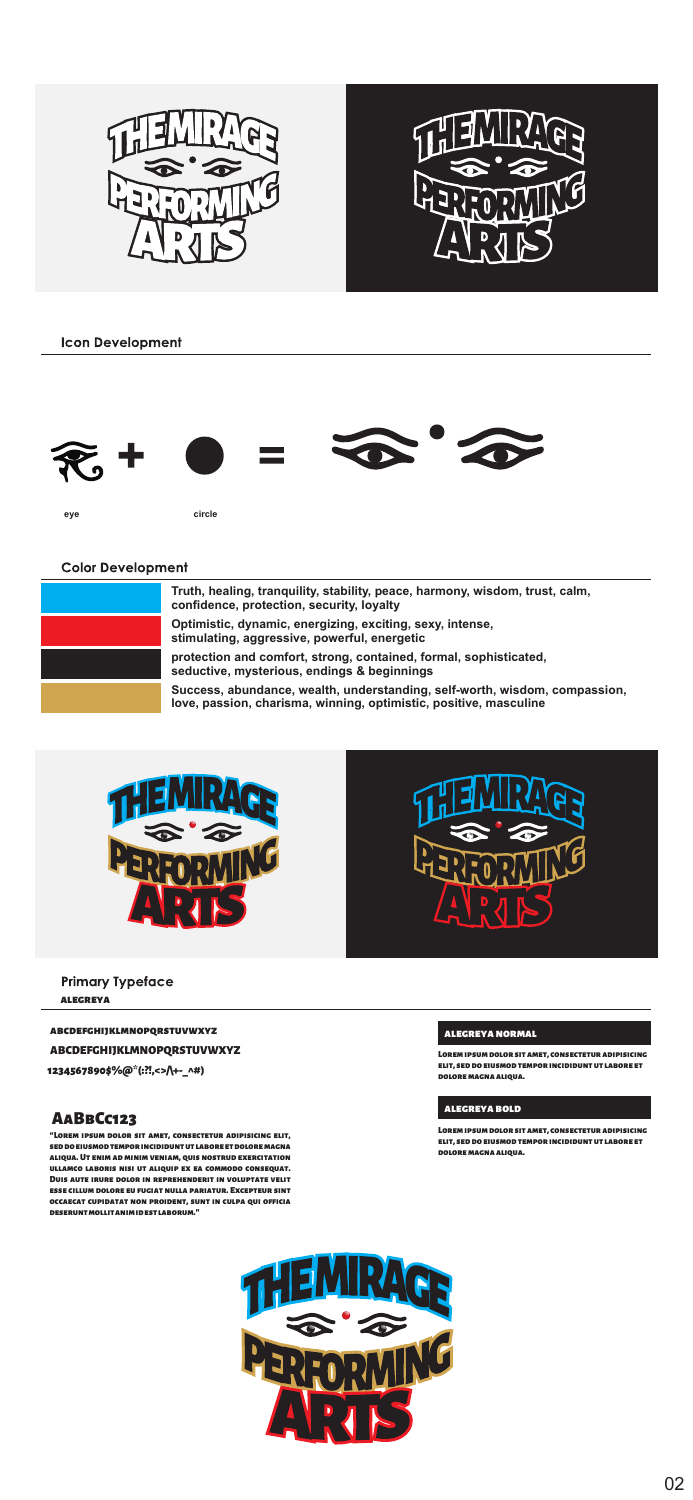## Icon Development

eye

circle

## Color Development

Truth, healing, tranquility, stability, peace, harmony, wisdom, trust, calm, confidence, protection, security, loyalty

Optimistic, dynamic, energizing, exciting, sexy, intense, stimulating, aggressive, powerful, energetic

protection and comfort, strong, contained, formal, sophisticated, seductive, mysterious, endings & beginnings

Success, abundance, wealth, understanding, self-worth, wisdom, compassion, love, passion, charisma, winning, optimistic, positive, masculine

## Primary Typeface

ALEGREYA

abcdefghijklmnopqrstuvwxyz

ABCDEFGHIJKLMNOPQRSTUVWXYZ

1234567890$%@°(:?!,<>/\+-_^#)

### AaBbCc123

"Lorem ipsum dolor sit amet, consectetur adipisicing elit, sed do eiusmod tempor incididunt ut labore et dolore magna aliqua. Ut enim ad minim veniam, quis nostrud exercitation ullamco laboris nisi ut aliquip ex ea commodo consequat. Duis aute irure dolor in reprehenderit in voluptate velit esse cillum dolore eu fugiat nulla pariatur. Excepteur sint occaecat cupidatat non proident, sunt in culpa qui officia deserunt mollit anim id est laborum."

**ALEGREYA NORMAL**

Lorem ipsum dolor sit amet, consectetur adipisicing elit, sed do eiusmod tempor incididunt ut labore et dolore magna aliqua.

**ALEGREYA BOLD**

Lorem ipsum dolor sit amet, consectetur adipisicing elit, sed do eiusmod tempor incididunt ut labore et dolore magna aliqua.